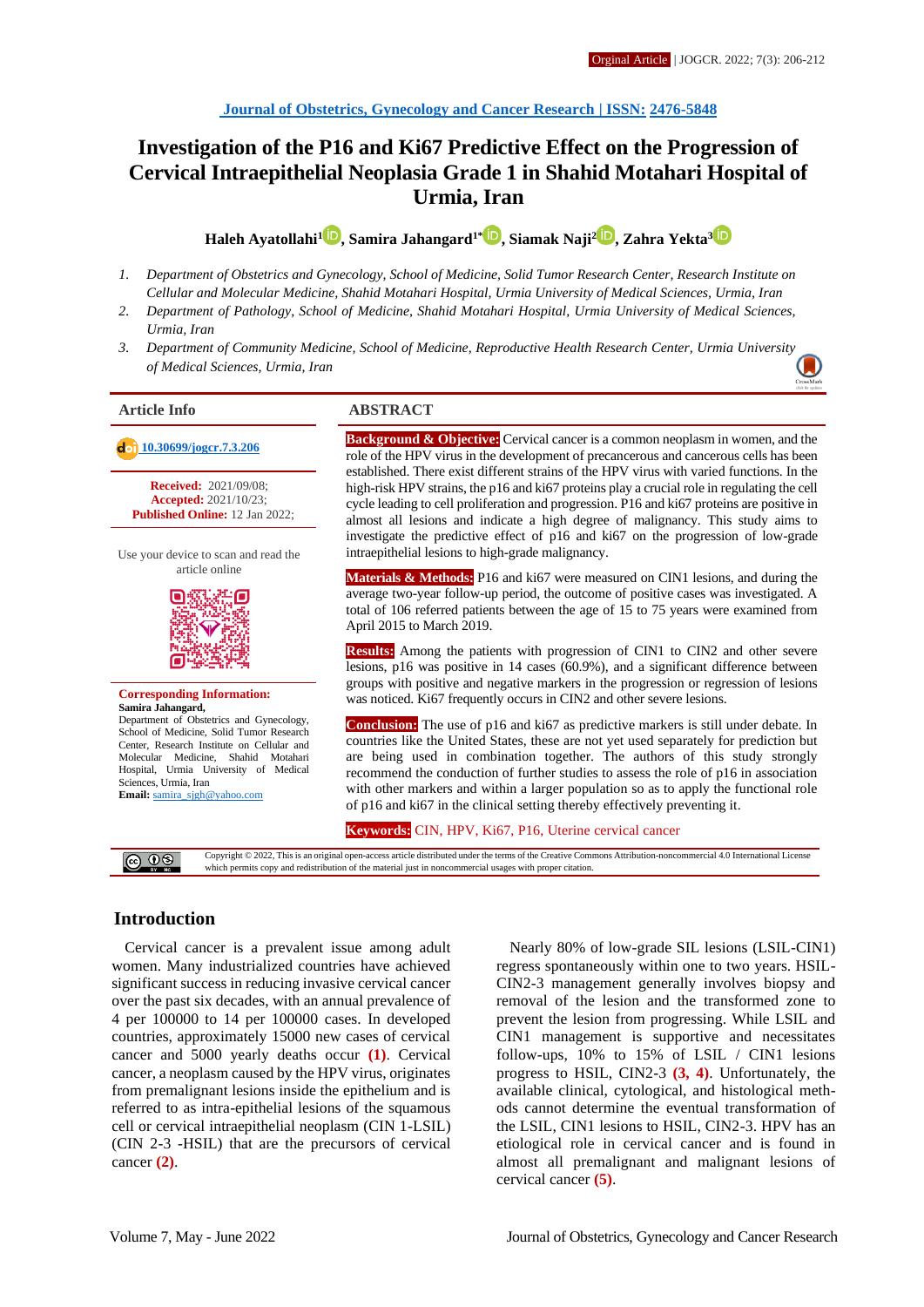Orginal Article | JOGCR. 2022; 7(3): 206-212

**Journal of Obstetrics, Gynecology and Cancer Research | ISSN: 2476-5848**

# Investigation of the P16 and Ki67 Predictive Effect on the Progression of Cervical Intraepithelial Neoplasia Grade 1 in Shahid Motahari Hospital of Urmia, Iran

**Haleh Ayatollahi[1], Samira Jahangard[1*], Siamak Naji[2], Zahra Yekta[3]**

1. *Department of Obstetrics and Gynecology, School of Medicine, Solid Tumor Research Center, Research Institute on Cellular and Molecular Medicine, Shahid Motahari Hospital, Urmia University of Medical Sciences, Urmia, Iran*
2. *Department of Pathology, School of Medicine, Shahid Motahari Hospital, Urmia University of Medical Sciences, Urmia, Iran*
3. *Department of Community Medicine, School of Medicine, Reproductive Health Research Center, Urmia University of Medical Sciences, Urmia, Iran*

## Article Info

10.30699/jogcr.7.3.206

**Received:** 2021/09/08;
**Accepted:** 2021/10/23;
**Published Online:** 12 Jan 2022;

Use your device to scan and read the article online

**Corresponding Information:**
**Samira Jahangard,**
Department of Obstetrics and Gynecology, School of Medicine, Solid Tumor Research Center, Research Institute on Cellular and Molecular Medicine, Shahid Motahari Hospital, Urmia University of Medical Sciences, Urmia, Iran
**Email:** samira_sjgh@yahoo.com

## ABSTRACT

**Background & Objective:** Cervical cancer is a common neoplasm in women, and the role of the HPV virus in the development of precancerous and cancerous cells has been established. There exist different strains of the HPV virus with varied functions. In the high-risk HPV strains, the p16 and ki67 proteins play a crucial role in regulating the cell cycle leading to cell proliferation and progression. P16 and ki67 proteins are positive in almost all lesions and indicate a high degree of malignancy. This study aims to investigate the predictive effect of p16 and ki67 on the progression of low-grade intraepithelial lesions to high-grade malignancy.

**Materials & Methods:** P16 and ki67 were measured on CIN1 lesions, and during the average two-year follow-up period, the outcome of positive cases was investigated. A total of 106 referred patients between the age of 15 to 75 years were examined from April 2015 to March 2019.

**Results:** Among the patients with progression of CIN1 to CIN2 and other severe lesions, p16 was positive in 14 cases (60.9%), and a significant difference between groups with positive and negative markers in the progression or regression of lesions was noticed. Ki67 frequently occurs in CIN2 and other severe lesions.

**Conclusion:** The use of p16 and ki67 as predictive markers is still under debate. In countries like the United States, these are not yet used separately for prediction but are being used in combination together. The authors of this study strongly recommend the conduction of further studies to assess the role of p16 in association with other markers and within a larger population so as to apply the functional role of p16 and ki67 in the clinical setting thereby effectively preventing it.

**Keywords:** CIN, HPV, Ki67, P16, Uterine cervical cancer

Copyright © 2022, This is an original open-access article distributed under the terms of the Creative Commons Attribution-noncommercial 4.0 International License which permits copy and redistribution of the material just in noncommercial usages with proper citation.

## Introduction

Cervical cancer is a prevalent issue among adult women. Many industrialized countries have achieved significant success in reducing invasive cervical cancer over the past six decades, with an annual prevalence of 4 per 100000 to 14 per 100000 cases. In developed countries, approximately 15000 new cases of cervical cancer and 5000 yearly deaths occur **(1)**. Cervical cancer, a neoplasm caused by the HPV virus, originates from premalignant lesions inside the epithelium and is referred to as intra-epithelial lesions of the squamous cell or cervical intraepithelial neoplasm (CIN 1-LSIL) (CIN 2-3 -HSIL) that are the precursors of cervical cancer **(2)**.

Nearly 80% of low-grade SIL lesions (LSIL-CIN1) regress spontaneously within one to two years. HSIL-CIN2-3 management generally involves biopsy and removal of the lesion and the transformed zone to prevent the lesion from progressing. While LSIL and CIN1 management is supportive and necessitates follow-ups, 10% to 15% of LSIL / CIN1 lesions progress to HSIL, CIN2-3 **(3, 4)**. Unfortunately, the available clinical, cytological, and histological methods cannot determine the eventual transformation of the LSIL, CIN1 lesions to HSIL, CIN2-3. HPV has an etiological role in cervical cancer and is found in almost all premalignant and malignant lesions of cervical cancer **(5)**.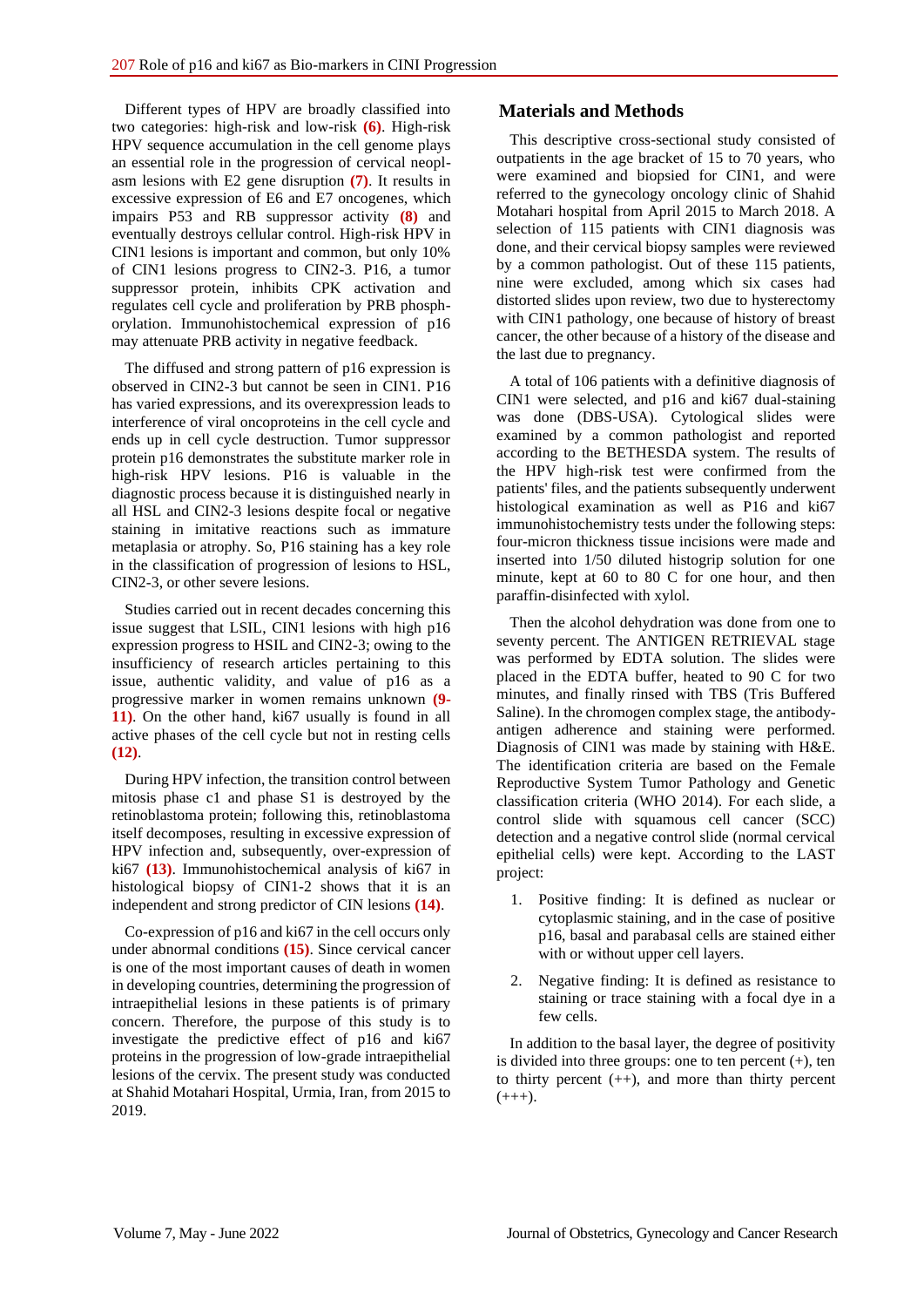Different types of HPV are broadly classified into two categories: high-risk and low-risk (6). High-risk HPV sequence accumulation in the cell genome plays an essential role in the progression of cervical neoplasm lesions with E2 gene disruption (7). It results in excessive expression of E6 and E7 oncogenes, which impairs P53 and RB suppressor activity (8) and eventually destroys cellular control. High-risk HPV in CIN1 lesions is important and common, but only 10% of CIN1 lesions progress to CIN2-3. P16, a tumor suppressor protein, inhibits CPK activation and regulates cell cycle and proliferation by PRB phosphorylation. Immunohistochemical expression of p16 may attenuate PRB activity in negative feedback.

The diffused and strong pattern of p16 expression is observed in CIN2-3 but cannot be seen in CIN1. P16 has varied expressions, and its overexpression leads to interference of viral oncoproteins in the cell cycle and ends up in cell cycle destruction. Tumor suppressor protein p16 demonstrates the substitute marker role in high-risk HPV lesions. P16 is valuable in the diagnostic process because it is distinguished nearly in all HSL and CIN2-3 lesions despite focal or negative staining in imitative reactions such as immature metaplasia or atrophy. So, P16 staining has a key role in the classification of progression of lesions to HSL, CIN2-3, or other severe lesions.

Studies carried out in recent decades concerning this issue suggest that LSIL, CIN1 lesions with high p16 expression progress to HSIL and CIN2-3; owing to the insufficiency of research articles pertaining to this issue, authentic validity, and value of p16 as a progressive marker in women remains unknown (9-11). On the other hand, ki67 usually is found in all active phases of the cell cycle but not in resting cells (12).

During HPV infection, the transition control between mitosis phase c1 and phase S1 is destroyed by the retinoblastoma protein; following this, retinoblastoma itself decomposes, resulting in excessive expression of HPV infection and, subsequently, over-expression of ki67 (13). Immunohistochemical analysis of ki67 in histological biopsy of CIN1-2 shows that it is an independent and strong predictor of CIN lesions (14).

Co-expression of p16 and ki67 in the cell occurs only under abnormal conditions (15). Since cervical cancer is one of the most important causes of death in women in developing countries, determining the progression of intraepithelial lesions in these patients is of primary concern. Therefore, the purpose of this study is to investigate the predictive effect of p16 and ki67 proteins in the progression of low-grade intraepithelial lesions of the cervix. The present study was conducted at Shahid Motahari Hospital, Urmia, Iran, from 2015 to 2019.

## Materials and Methods

This descriptive cross-sectional study consisted of outpatients in the age bracket of 15 to 70 years, who were examined and biopsied for CIN1, and were referred to the gynecology oncology clinic of Shahid Motahari hospital from April 2015 to March 2018. A selection of 115 patients with CIN1 diagnosis was done, and their cervical biopsy samples were reviewed by a common pathologist. Out of these 115 patients, nine were excluded, among which six cases had distorted slides upon review, two due to hysterectomy with CIN1 pathology, one because of history of breast cancer, the other because of a history of the disease and the last due to pregnancy.

A total of 106 patients with a definitive diagnosis of CIN1 were selected, and p16 and ki67 dual-staining was done (DBS-USA). Cytological slides were examined by a common pathologist and reported according to the BETHESDA system. The results of the HPV high-risk test were confirmed from the patients' files, and the patients subsequently underwent histological examination as well as P16 and ki67 immunohistochemistry tests under the following steps: four-micron thickness tissue incisions were made and inserted into 1/50 diluted histogrip solution for one minute, kept at 60 to 80 C for one hour, and then paraffin-disinfected with xylol.

Then the alcohol dehydration was done from one to seventy percent. The ANTIGEN RETRIEVAL stage was performed by EDTA solution. The slides were placed in the EDTA buffer, heated to 90 C for two minutes, and finally rinsed with TBS (Tris Buffered Saline). In the chromogen complex stage, the antibody-antigen adherence and staining were performed. Diagnosis of CIN1 was made by staining with H&E. The identification criteria are based on the Female Reproductive System Tumor Pathology and Genetic classification criteria (WHO 2014). For each slide, a control slide with squamous cell cancer (SCC) detection and a negative control slide (normal cervical epithelial cells) were kept. According to the LAST project:

1. Positive finding: It is defined as nuclear or cytoplasmic staining, and in the case of positive p16, basal and parabasal cells are stained either with or without upper cell layers.
2. Negative finding: It is defined as resistance to staining or trace staining with a focal dye in a few cells.

In addition to the basal layer, the degree of positivity is divided into three groups: one to ten percent (+), ten to thirty percent (++), and more than thirty percent (+++).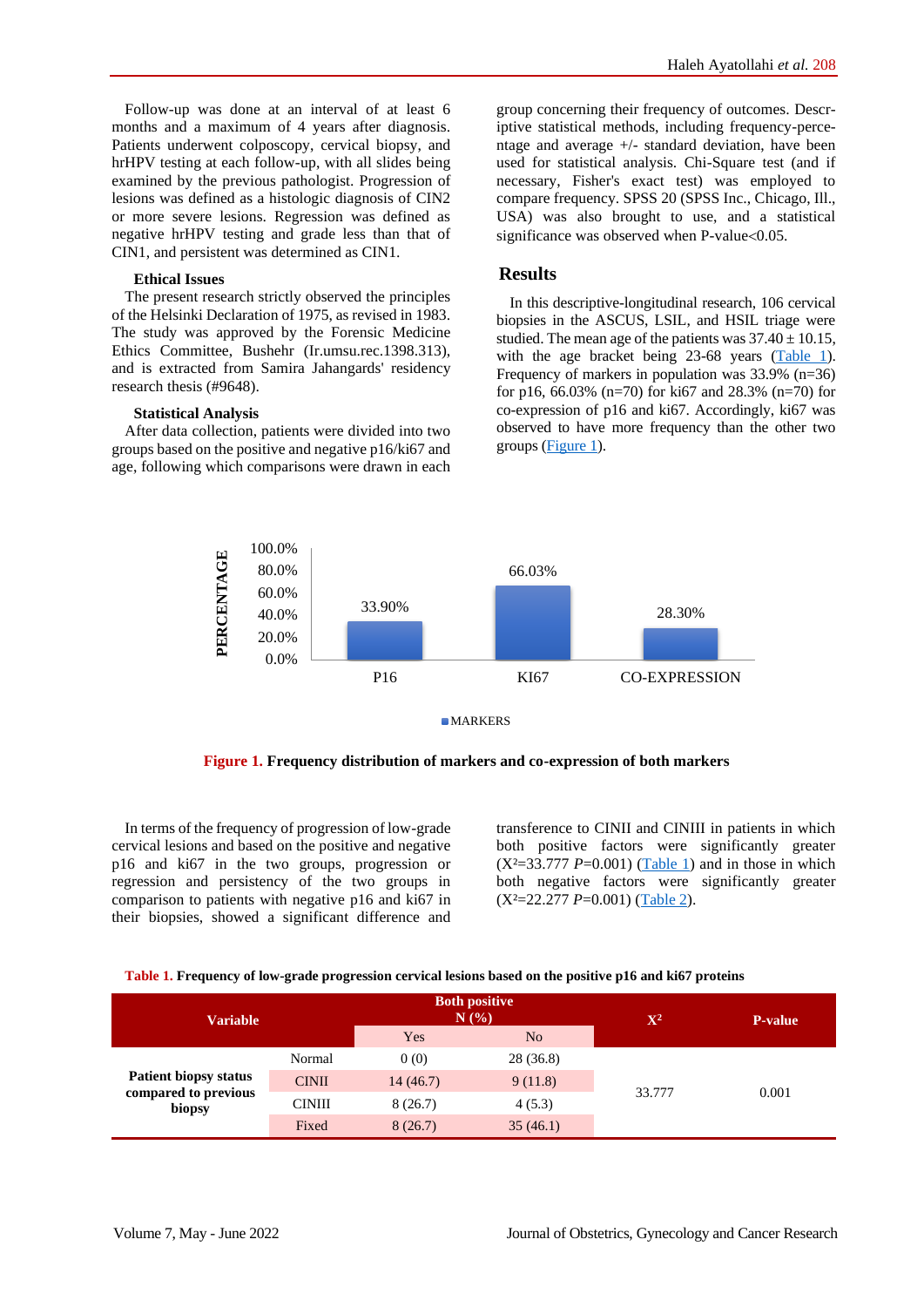Follow-up was done at an interval of at least 6 months and a maximum of 4 years after diagnosis. Patients underwent colposcopy, cervical biopsy, and hrHPV testing at each follow-up, with all slides being examined by the previous pathologist. Progression of lesions was defined as a histologic diagnosis of CIN2 or more severe lesions. Regression was defined as negative hrHPV testing and grade less than that of CIN1, and persistent was determined as CIN1.

### Ethical Issues

The present research strictly observed the principles of the Helsinki Declaration of 1975, as revised in 1983. The study was approved by the Forensic Medicine Ethics Committee, Bushehr (Ir.umsu.rec.1398.313), and is extracted from Samira Jahangards' residency research thesis (#9648).

### Statistical Analysis

After data collection, patients were divided into two groups based on the positive and negative p16/ki67 and age, following which comparisons were drawn in each group concerning their frequency of outcomes. Descriptive statistical methods, including frequency-percentage and average +/- standard deviation, have been used for statistical analysis. Chi-Square test (and if necessary, Fisher's exact test) was employed to compare frequency. SPSS 20 (SPSS Inc., Chicago, Ill., USA) was also brought to use, and a statistical significance was observed when P-value<0.05.

## Results

In this descriptive-longitudinal research, 106 cervical biopsies in the ASCUS, LSIL, and HSIL triage were studied. The mean age of the patients was 37.40 ± 10.15, with the age bracket being 23-68 years (Table 1). Frequency of markers in population was 33.9% (n=36) for p16, 66.03% (n=70) for ki67 and 28.3% (n=70) for co-expression of p16 and ki67. Accordingly, ki67 was observed to have more frequency than the other two groups (Figure 1).

**Figure 1.** Frequency distribution of markers and co-expression of both markers

In terms of the frequency of progression of low-grade cervical lesions and based on the positive and negative p16 and ki67 in the two groups, progression or regression and persistency of the two groups in comparison to patients with negative p16 and ki67 in their biopsies, showed a significant difference and transference to CINII and CINIII in patients in which both positive factors were significantly greater ($X^2$=33.777 $P$=0.001) (Table 1) and in those in which both negative factors were significantly greater ($X^2$=22.277 $P$=0.001) (Table 2).

**Table 1.** Frequency of low-grade progression cervical lesions based on the positive p16 and ki67 proteins

| Variable | | Both positive N (%) | | $X^2$ | P-value |
|---|---|---|---|---|---|
| | | Yes | No | | |
| Patient biopsy status compared to previous biopsy | Normal | 0 (0) | 28 (36.8) | 33.777 | 0.001 |
| | CINII | 14 (46.7) | 9 (11.8) | | |
| | CINIII | 8 (26.7) | 4 (5.3) | | |
| | Fixed | 8 (26.7) | 35 (46.1) | | |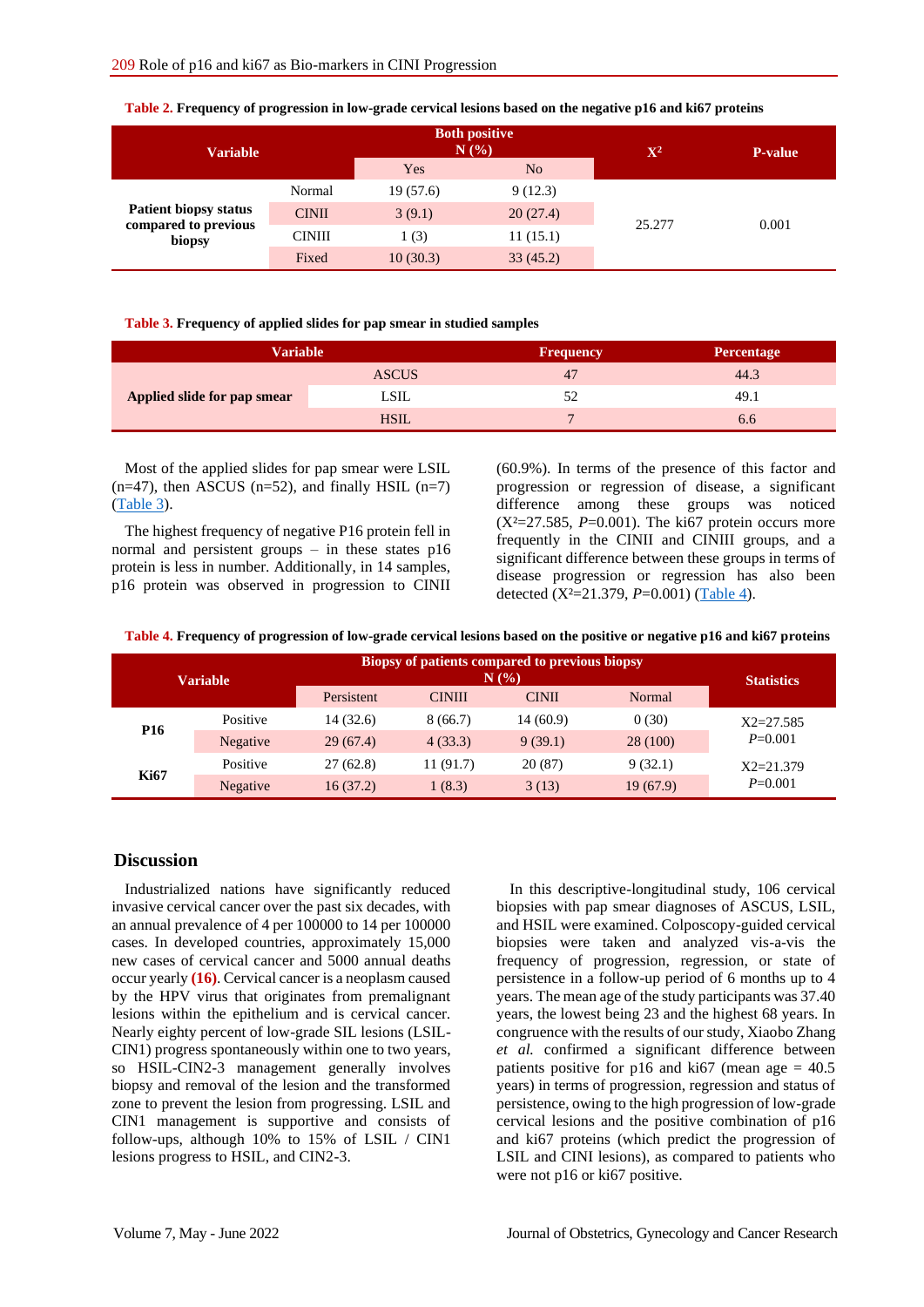**Table 2.** Frequency of progression in low-grade cervical lesions based on the negative p16 and ki67 proteins

| Variable | | Both positive N (%) | | $X^2$ | P-value |
|---|---|---|---|---|---|
| | | Yes | No | | |
| Patient biopsy status compared to previous biopsy | Normal | 19 (57.6) | 9 (12.3) | 25.277 | 0.001 |
| | CINII | 3 (9.1) | 20 (27.4) | | |
| | CINIII | 1 (3) | 11 (15.1) | | |
| | Fixed | 10 (30.3) | 33 (45.2) | | |

**Table 3.** Frequency of applied slides for pap smear in studied samples

| Variable | | Frequency | Percentage |
|---|---|---|---|
| Applied slide for pap smear | ASCUS | 47 | 44.3 |
| | LSIL | 52 | 49.1 |
| | HSIL | 7 | 6.6 |

Most of the applied slides for pap smear were LSIL (n=47), then ASCUS (n=52), and finally HSIL (n=7) (Table 3).

The highest frequency of negative P16 protein fell in normal and persistent groups – in these states p16 protein is less in number. Additionally, in 14 samples, p16 protein was observed in progression to CINII (60.9%). In terms of the presence of this factor and progression or regression of disease, a significant difference among these groups was noticed ($X^2$=27.585, *P*=0.001). The ki67 protein occurs more frequently in the CINII and CINIII groups, and a significant difference between these groups in terms of disease progression or regression has also been detected ($X^2$=21.379, *P*=0.001) (Table 4).

**Table 4.** Frequency of progression of low-grade cervical lesions based on the positive or negative p16 and ki67 proteins

| Variable | | Biopsy of patients compared to previous biopsy N (%) | | | | Statistics |
|---|---|---|---|---|---|---|
| | | Persistent | CINIII | CINII | Normal | |
| P16 | Positive | 14 (32.6) | 8 (66.7) | 14 (60.9) | 0 (30) | X2=27.585 *P*=0.001 |
| | Negative | 29 (67.4) | 4 (33.3) | 9 (39.1) | 28 (100) | |
| Ki67 | Positive | 27 (62.8) | 11 (91.7) | 20 (87) | 9 (32.1) | X2=21.379 *P*=0.001 |
| | Negative | 16 (37.2) | 1 (8.3) | 3 (13) | 19 (67.9) | |

## Discussion

Industrialized nations have significantly reduced invasive cervical cancer over the past six decades, with an annual prevalence of 4 per 100000 to 14 per 100000 cases. In developed countries, approximately 15,000 new cases of cervical cancer and 5000 annual deaths occur yearly **(16)**. Cervical cancer is a neoplasm caused by the HPV virus that originates from premalignant lesions within the epithelium and is cervical cancer. Nearly eighty percent of low-grade SIL lesions (LSIL-CIN1) progress spontaneously within one to two years, so HSIL-CIN2-3 management generally involves biopsy and removal of the lesion and the transformed zone to prevent the lesion from progressing. LSIL and CIN1 management is supportive and consists of follow-ups, although 10% to 15% of LSIL / CIN1 lesions progress to HSIL, and CIN2-3.

In this descriptive-longitudinal study, 106 cervical biopsies with pap smear diagnoses of ASCUS, LSIL, and HSIL were examined. Colposcopy-guided cervical biopsies were taken and analyzed vis-a-vis the frequency of progression, regression, or state of persistence in a follow-up period of 6 months up to 4 years. The mean age of the study participants was 37.40 years, the lowest being 23 and the highest 68 years. In congruence with the results of our study, Xiaobo Zhang *et al.* confirmed a significant difference between patients positive for p16 and ki67 (mean age = 40.5 years) in terms of progression, regression and status of persistence, owing to the high progression of low-grade cervical lesions and the positive combination of p16 and ki67 proteins (which predict the progression of LSIL and CINI lesions), as compared to patients who were not p16 or ki67 positive.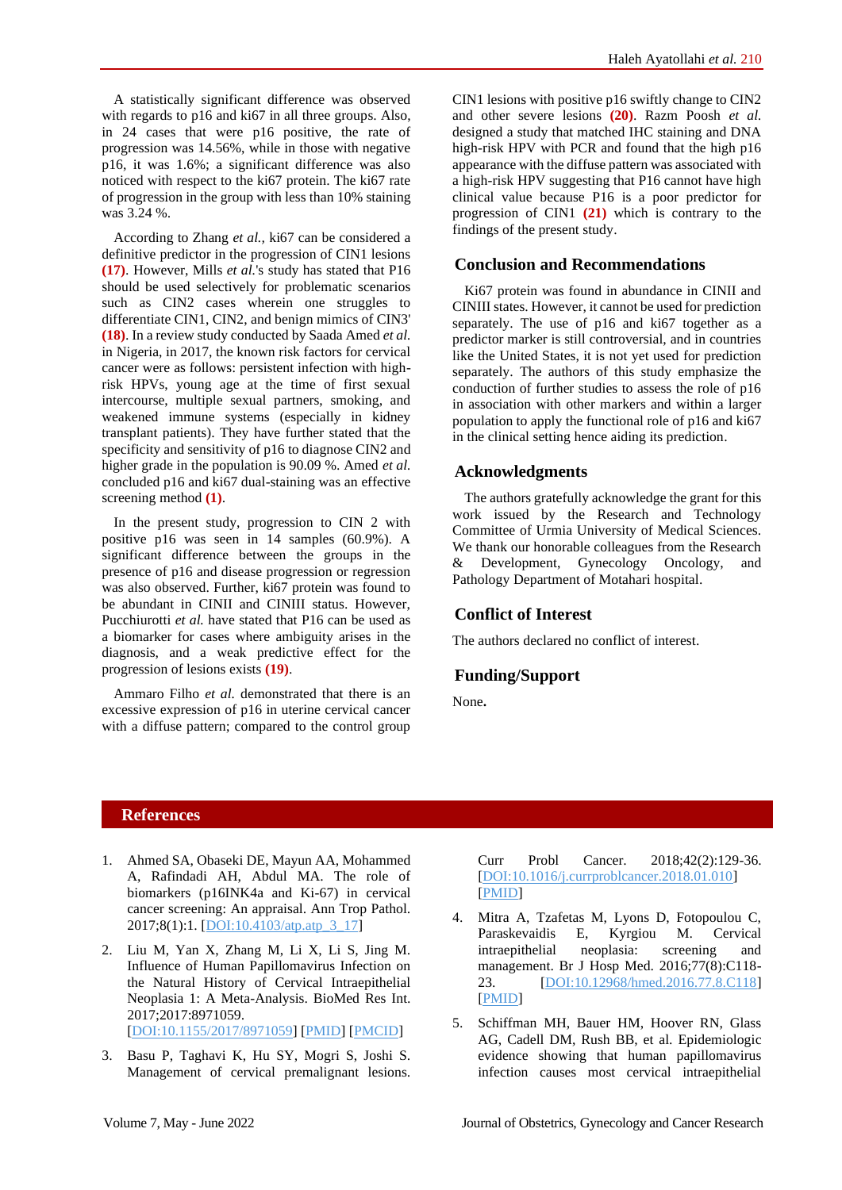A statistically significant difference was observed with regards to p16 and ki67 in all three groups. Also, in 24 cases that were p16 positive, the rate of progression was 14.56%, while in those with negative p16, it was 1.6%; a significant difference was also noticed with respect to the ki67 protein. The ki67 rate of progression in the group with less than 10% staining was 3.24 %.

According to Zhang *et al.,* ki67 can be considered a definitive predictor in the progression of CIN1 lesions **(17)**. However, Mills *et al.*'s study has stated that P16 should be used selectively for problematic scenarios such as CIN2 cases wherein one struggles to differentiate CIN1, CIN2, and benign mimics of CIN3' **(18)**. In a review study conducted by Saada Amed *et al.* in Nigeria, in 2017, the known risk factors for cervical cancer were as follows: persistent infection with high-risk HPVs, young age at the time of first sexual intercourse, multiple sexual partners, smoking, and weakened immune systems (especially in kidney transplant patients). They have further stated that the specificity and sensitivity of p16 to diagnose CIN2 and higher grade in the population is 90.09 %. Amed *et al.* concluded p16 and ki67 dual-staining was an effective screening method **(1)**.

In the present study, progression to CIN 2 with positive p16 was seen in 14 samples (60.9%). A significant difference between the groups in the presence of p16 and disease progression or regression was also observed. Further, ki67 protein was found to be abundant in CINII and CINIII status. However, Pucchiurotti *et al.* have stated that P16 can be used as a biomarker for cases where ambiguity arises in the diagnosis, and a weak predictive effect for the progression of lesions exists **(19)**.

Ammaro Filho *et al.* demonstrated that there is an excessive expression of p16 in uterine cervical cancer with a diffuse pattern; compared to the control group CIN1 lesions with positive p16 swiftly change to CIN2 and other severe lesions **(20)**. Razm Poosh *et al.* designed a study that matched IHC staining and DNA high-risk HPV with PCR and found that the high p16 appearance with the diffuse pattern was associated with a high-risk HPV suggesting that P16 cannot have high clinical value because P16 is a poor predictor for progression of CIN1 **(21)** which is contrary to the findings of the present study.

## Conclusion and Recommendations

Ki67 protein was found in abundance in CINII and CINIII states. However, it cannot be used for prediction separately. The use of p16 and ki67 together as a predictor marker is still controversial, and in countries like the United States, it is not yet used for prediction separately. The authors of this study emphasize the conduction of further studies to assess the role of p16 in association with other markers and within a larger population to apply the functional role of p16 and ki67 in the clinical setting hence aiding its prediction.

## Acknowledgments

The authors gratefully acknowledge the grant for this work issued by the Research and Technology Committee of Urmia University of Medical Sciences. We thank our honorable colleagues from the Research & Development, Gynecology Oncology, and Pathology Department of Motahari hospital.

## Conflict of Interest

The authors declared no conflict of interest.

## Funding/Support

None**.**

## References

1. Ahmed SA, Obaseki DE, Mayun AA, Mohammed A, Rafindadi AH, Abdul MA. The role of biomarkers (p16INK4a and Ki-67) in cervical cancer screening: An appraisal. Ann Trop Pathol. 2017;8(1):1. [DOI:10.4103/atp.atp_3_17]
2. Liu M, Yan X, Zhang M, Li X, Li S, Jing M. Influence of Human Papillomavirus Infection on the Natural History of Cervical Intraepithelial Neoplasia 1: A Meta-Analysis. BioMed Res Int. 2017;2017:8971059. [DOI:10.1155/2017/8971059] [PMID] [PMCID]
3. Basu P, Taghavi K, Hu SY, Mogri S, Joshi S. Management of cervical premalignant lesions. Curr Probl Cancer. 2018;42(2):129-36. [DOI:10.1016/j.currproblcancer.2018.01.010] [PMID]
4. Mitra A, Tzafetas M, Lyons D, Fotopoulou C, Paraskevaidis E, Kyrgiou M. Cervical intraepithelial neoplasia: screening and management. Br J Hosp Med. 2016;77(8):C118-23. [DOI:10.12968/hmed.2016.77.8.C118] [PMID]
5. Schiffman MH, Bauer HM, Hoover RN, Glass AG, Cadell DM, Rush BB, et al. Epidemiologic evidence showing that human papillomavirus infection causes most cervical intraepithelial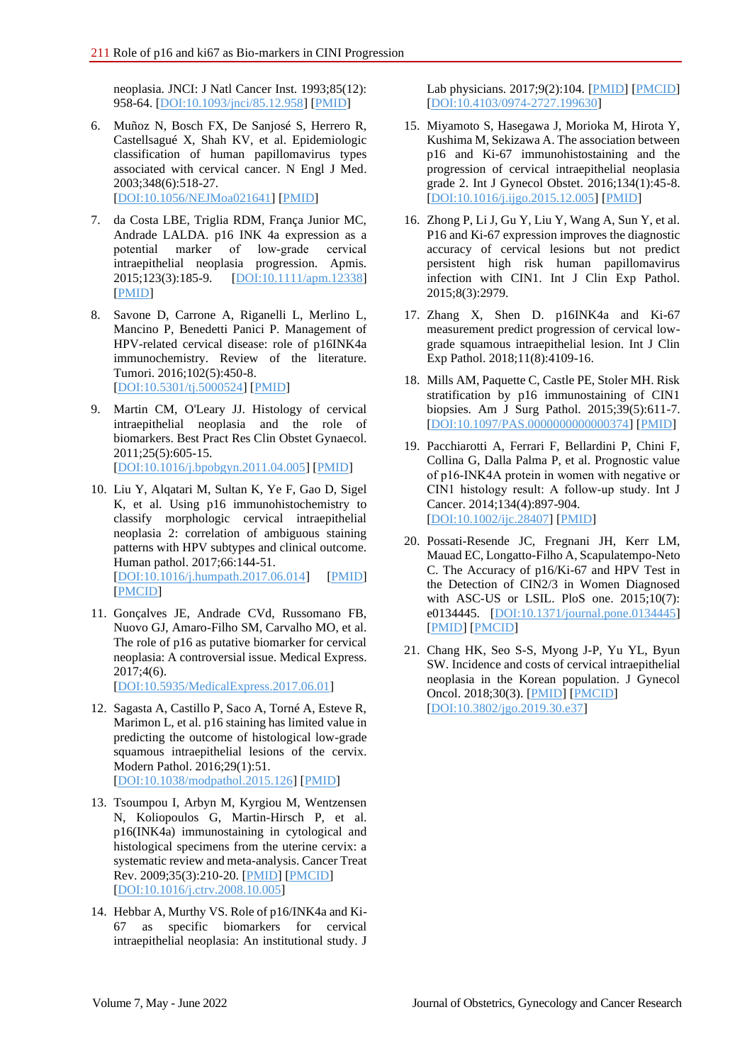neoplasia. JNCI: J Natl Cancer Inst. 1993;85(12): 958-64. [DOI:10.1093/jnci/85.12.958] [PMID]

6. Muñoz N, Bosch FX, De Sanjosé S, Herrero R, Castellsagué X, Shah KV, et al. Epidemiologic classification of human papillomavirus types associated with cervical cancer. N Engl J Med. 2003;348(6):518-27. [DOI:10.1056/NEJMoa021641] [PMID]
7. da Costa LBE, Triglia RDM, França Junior MC, Andrade LALDA. p16 INK 4a expression as a potential marker of low-grade cervical intraepithelial neoplasia progression. Apmis. 2015;123(3):185-9. [DOI:10.1111/apm.12338] [PMID]
8. Savone D, Carrone A, Riganelli L, Merlino L, Mancino P, Benedetti Panici P. Management of HPV-related cervical disease: role of p16INK4a immunochemistry. Review of the literature. Tumori. 2016;102(5):450-8. [DOI:10.5301/tj.5000524] [PMID]
9. Martin CM, O'Leary JJ. Histology of cervical intraepithelial neoplasia and the role of biomarkers. Best Pract Res Clin Obstet Gynaecol. 2011;25(5):605-15. [DOI:10.1016/j.bpobgyn.2011.04.005] [PMID]
10. Liu Y, Alqatari M, Sultan K, Ye F, Gao D, Sigel K, et al. Using p16 immunohistochemistry to classify morphologic cervical intraepithelial neoplasia 2: correlation of ambiguous staining patterns with HPV subtypes and clinical outcome. Human pathol. 2017;66:144-51. [DOI:10.1016/j.humpath.2017.06.014] [PMID] [PMCID]
11. Gonçalves JE, Andrade CVd, Russomano FB, Nuovo GJ, Amaro-Filho SM, Carvalho MO, et al. The role of p16 as putative biomarker for cervical neoplasia: A controversial issue. Medical Express. 2017;4(6). [DOI:10.5935/MedicalExpress.2017.06.01]
12. Sagasta A, Castillo P, Saco A, Torné A, Esteve R, Marimon L, et al. p16 staining has limited value in predicting the outcome of histological low-grade squamous intraepithelial lesions of the cervix. Modern Pathol. 2016;29(1):51. [DOI:10.1038/modpathol.2015.126] [PMID]
13. Tsoumpou I, Arbyn M, Kyrgiou M, Wentzensen N, Koliopoulos G, Martin-Hirsch P, et al. p16(INK4a) immunostaining in cytological and histological specimens from the uterine cervix: a systematic review and meta-analysis. Cancer Treat Rev. 2009;35(3):210-20. [PMID] [PMCID] [DOI:10.1016/j.ctrv.2008.10.005]
14. Hebbar A, Murthy VS. Role of p16/INK4a and Ki-67 as specific biomarkers for cervical intraepithelial neoplasia: An institutional study. J Lab physicians. 2017;9(2):104. [PMID] [PMCID] [DOI:10.4103/0974-2727.199630]
15. Miyamoto S, Hasegawa J, Morioka M, Hirota Y, Kushima M, Sekizawa A. The association between p16 and Ki-67 immunohistostaining and the progression of cervical intraepithelial neoplasia grade 2. Int J Gynecol Obstet. 2016;134(1):45-8. [DOI:10.1016/j.ijgo.2015.12.005] [PMID]
16. Zhong P, Li J, Gu Y, Liu Y, Wang A, Sun Y, et al. P16 and Ki-67 expression improves the diagnostic accuracy of cervical lesions but not predict persistent high risk human papillomavirus infection with CIN1. Int J Clin Exp Pathol. 2015;8(3):2979.
17. Zhang X, Shen D. p16INK4a and Ki-67 measurement predict progression of cervical low-grade squamous intraepithelial lesion. Int J Clin Exp Pathol. 2018;11(8):4109-16.
18. Mills AM, Paquette C, Castle PE, Stoler MH. Risk stratification by p16 immunostaining of CIN1 biopsies. Am J Surg Pathol. 2015;39(5):611-7. [DOI:10.1097/PAS.0000000000000374] [PMID]
19. Pacchiarotti A, Ferrari F, Bellardini P, Chini F, Collina G, Dalla Palma P, et al. Prognostic value of p16-INK4A protein in women with negative or CIN1 histology result: A follow-up study. Int J Cancer. 2014;134(4):897-904. [DOI:10.1002/ijc.28407] [PMID]
20. Possati-Resende JC, Fregnani JH, Kerr LM, Mauad EC, Longatto-Filho A, Scapulatempo-Neto C. The Accuracy of p16/Ki-67 and HPV Test in the Detection of CIN2/3 in Women Diagnosed with ASC-US or LSIL. PloS one. 2015;10(7): e0134445. [DOI:10.1371/journal.pone.0134445] [PMID] [PMCID]
21. Chang HK, Seo S-S, Myong J-P, Yu YL, Byun SW. Incidence and costs of cervical intraepithelial neoplasia in the Korean population. J Gynecol Oncol. 2018;30(3). [PMID] [PMCID] [DOI:10.3802/jgo.2019.30.e37]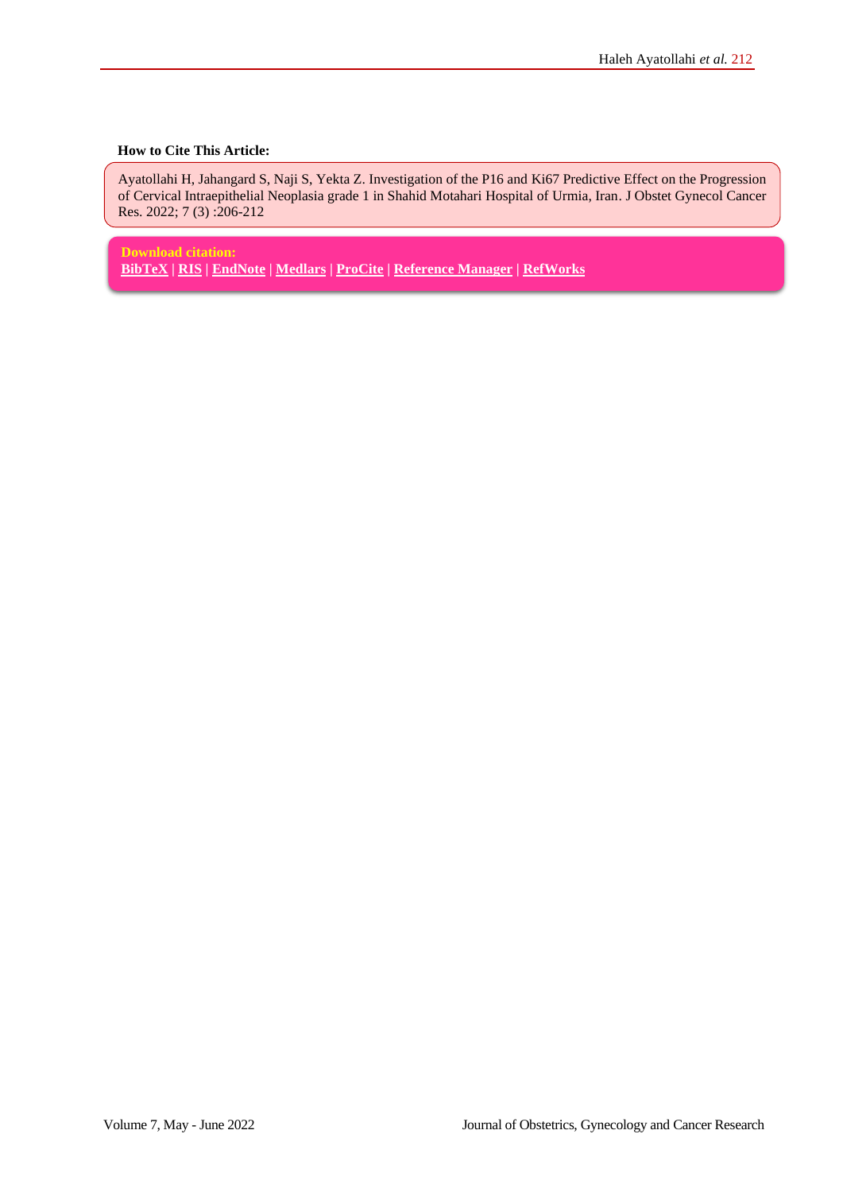**How to Cite This Article:**

Ayatollahi H, Jahangard S, Naji S, Yekta Z. Investigation of the P16 and Ki67 Predictive Effect on the Progression of Cervical Intraepithelial Neoplasia grade 1 in Shahid Motahari Hospital of Urmia, Iran. J Obstet Gynecol Cancer Res. 2022; 7 (3) :206-212

**Download citation:**
**BibTeX | RIS | EndNote | Medlars | ProCite | Reference Manager | RefWorks**